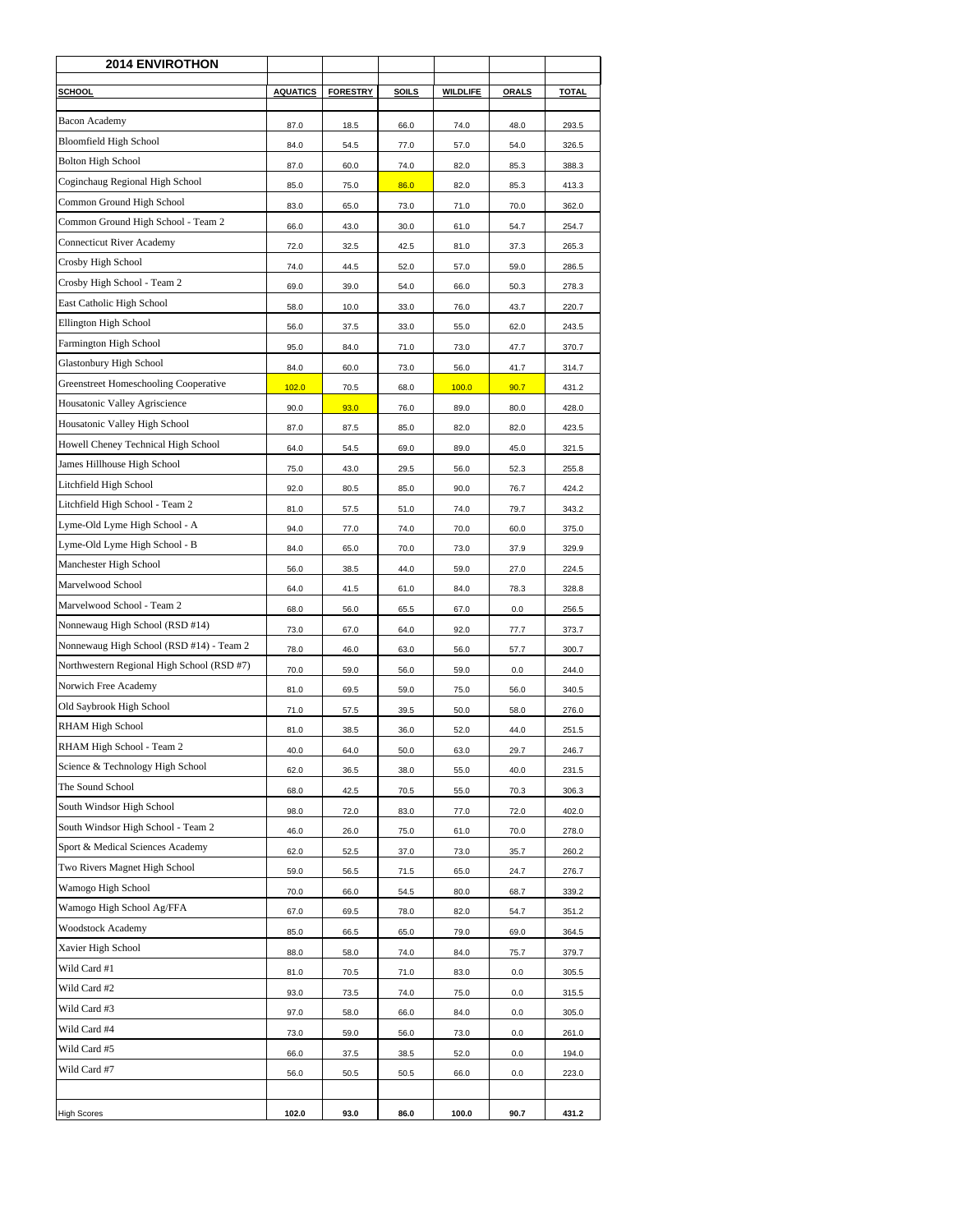| 2014 ENVIROTHON | | | | | | |
|---|---|---|---|---|---|---|
| **SCHOOL** | **AQUATICS** | **FORESTRY** | **SOILS** | **WILDLIFE** | **ORALS** | **TOTAL** |
| Bacon Academy | 87.0 | 18.5 | 66.0 | 74.0 | 48.0 | 293.5 |
| Bloomfield High School | 84.0 | 54.5 | 77.0 | 57.0 | 54.0 | 326.5 |
| Bolton High School | 87.0 | 60.0 | 74.0 | 82.0 | 85.3 | 388.3 |
| Coginchaug Regional High School | 85.0 | 75.0 | 86.0 | 82.0 | 85.3 | 413.3 |
| Common Ground High School | 83.0 | 65.0 | 73.0 | 71.0 | 70.0 | 362.0 |
| Common Ground High School - Team 2 | 66.0 | 43.0 | 30.0 | 61.0 | 54.7 | 254.7 |
| Connecticut River Academy | 72.0 | 32.5 | 42.5 | 81.0 | 37.3 | 265.3 |
| Crosby High School | 74.0 | 44.5 | 52.0 | 57.0 | 59.0 | 286.5 |
| Crosby High School - Team 2 | 69.0 | 39.0 | 54.0 | 66.0 | 50.3 | 278.3 |
| East Catholic High School | 58.0 | 10.0 | 33.0 | 76.0 | 43.7 | 220.7 |
| Ellington High School | 56.0 | 37.5 | 33.0 | 55.0 | 62.0 | 243.5 |
| Farmington High School | 95.0 | 84.0 | 71.0 | 73.0 | 47.7 | 370.7 |
| Glastonbury High School | 84.0 | 60.0 | 73.0 | 56.0 | 41.7 | 314.7 |
| Greenstreet Homeschooling Cooperative | 102.0 | 70.5 | 68.0 | 100.0 | 90.7 | 431.2 |
| Housatonic Valley Agriscience | 90.0 | 93.0 | 76.0 | 89.0 | 80.0 | 428.0 |
| Housatonic Valley High School | 87.0 | 87.5 | 85.0 | 82.0 | 82.0 | 423.5 |
| Howell Cheney Technical High School | 64.0 | 54.5 | 69.0 | 89.0 | 45.0 | 321.5 |
| James Hillhouse High School | 75.0 | 43.0 | 29.5 | 56.0 | 52.3 | 255.8 |
| Litchfield High School | 92.0 | 80.5 | 85.0 | 90.0 | 76.7 | 424.2 |
| Litchfield High School - Team 2 | 81.0 | 57.5 | 51.0 | 74.0 | 79.7 | 343.2 |
| Lyme-Old Lyme High School - A | 94.0 | 77.0 | 74.0 | 70.0 | 60.0 | 375.0 |
| Lyme-Old Lyme High School - B | 84.0 | 65.0 | 70.0 | 73.0 | 37.9 | 329.9 |
| Manchester High School | 56.0 | 38.5 | 44.0 | 59.0 | 27.0 | 224.5 |
| Marvelwood School | 64.0 | 41.5 | 61.0 | 84.0 | 78.3 | 328.8 |
| Marvelwood School - Team 2 | 68.0 | 56.0 | 65.5 | 67.0 | 0.0 | 256.5 |
| Nonnewaug High School (RSD #14) | 73.0 | 67.0 | 64.0 | 92.0 | 77.7 | 373.7 |
| Nonnewaug High School (RSD #14) - Team 2 | 78.0 | 46.0 | 63.0 | 56.0 | 57.7 | 300.7 |
| Northwestern Regional High School (RSD #7) | 70.0 | 59.0 | 56.0 | 59.0 | 0.0 | 244.0 |
| Norwich Free Academy | 81.0 | 69.5 | 59.0 | 75.0 | 56.0 | 340.5 |
| Old Saybrook High School | 71.0 | 57.5 | 39.5 | 50.0 | 58.0 | 276.0 |
| RHAM High School | 81.0 | 38.5 | 36.0 | 52.0 | 44.0 | 251.5 |
| RHAM High School - Team 2 | 40.0 | 64.0 | 50.0 | 63.0 | 29.7 | 246.7 |
| Science & Technology High School | 62.0 | 36.5 | 38.0 | 55.0 | 40.0 | 231.5 |
| The Sound School | 68.0 | 42.5 | 70.5 | 55.0 | 70.3 | 306.3 |
| South Windsor High School | 98.0 | 72.0 | 83.0 | 77.0 | 72.0 | 402.0 |
| South Windsor High School - Team 2 | 46.0 | 26.0 | 75.0 | 61.0 | 70.0 | 278.0 |
| Sport & Medical Sciences Academy | 62.0 | 52.5 | 37.0 | 73.0 | 35.7 | 260.2 |
| Two Rivers Magnet High School | 59.0 | 56.5 | 71.5 | 65.0 | 24.7 | 276.7 |
| Wamogo High School | 70.0 | 66.0 | 54.5 | 80.0 | 68.7 | 339.2 |
| Wamogo High School Ag/FFA | 67.0 | 69.5 | 78.0 | 82.0 | 54.7 | 351.2 |
| Woodstock Academy | 85.0 | 66.5 | 65.0 | 79.0 | 69.0 | 364.5 |
| Xavier High School | 88.0 | 58.0 | 74.0 | 84.0 | 75.7 | 379.7 |
| Wild Card #1 | 81.0 | 70.5 | 71.0 | 83.0 | 0.0 | 305.5 |
| Wild Card #2 | 93.0 | 73.5 | 74.0 | 75.0 | 0.0 | 315.5 |
| Wild Card #3 | 97.0 | 58.0 | 66.0 | 84.0 | 0.0 | 305.0 |
| Wild Card #4 | 73.0 | 59.0 | 56.0 | 73.0 | 0.0 | 261.0 |
| Wild Card #5 | 66.0 | 37.5 | 38.5 | 52.0 | 0.0 | 194.0 |
| Wild Card #7 | 56.0 | 50.5 | 50.5 | 66.0 | 0.0 | 223.0 |
| | | | | | | |
| High Scores | **102.0** | **93.0** | **86.0** | **100.0** | **90.7** | **431.2** |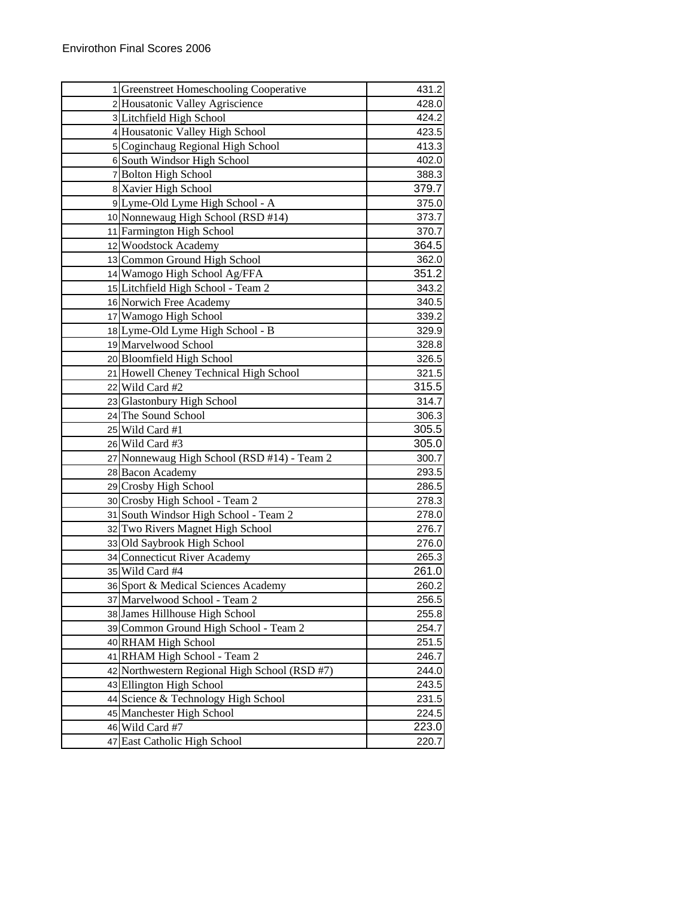Envirothon Final Scores 2006

| | | |
|---|---|---|
| 1 | Greenstreet Homeschooling Cooperative | 431.2 |
| 2 | Housatonic Valley Agriscience | 428.0 |
| 3 | Litchfield High School | 424.2 |
| 4 | Housatonic Valley High School | 423.5 |
| 5 | Coginchaug Regional High School | 413.3 |
| 6 | South Windsor High School | 402.0 |
| 7 | Bolton High School | 388.3 |
| 8 | Xavier High School | 379.7 |
| 9 | Lyme-Old Lyme High School - A | 375.0 |
| 10 | Nonnewaug High School (RSD #14) | 373.7 |
| 11 | Farmington High School | 370.7 |
| 12 | Woodstock Academy | 364.5 |
| 13 | Common Ground High School | 362.0 |
| 14 | Wamogo High School Ag/FFA | 351.2 |
| 15 | Litchfield High School - Team 2 | 343.2 |
| 16 | Norwich Free Academy | 340.5 |
| 17 | Wamogo High School | 339.2 |
| 18 | Lyme-Old Lyme High School - B | 329.9 |
| 19 | Marvelwood School | 328.8 |
| 20 | Bloomfield High School | 326.5 |
| 21 | Howell Cheney Technical High School | 321.5 |
| 22 | Wild Card #2 | 315.5 |
| 23 | Glastonbury High School | 314.7 |
| 24 | The Sound School | 306.3 |
| 25 | Wild Card #1 | 305.5 |
| 26 | Wild Card #3 | 305.0 |
| 27 | Nonnewaug High School (RSD #14) - Team 2 | 300.7 |
| 28 | Bacon Academy | 293.5 |
| 29 | Crosby High School | 286.5 |
| 30 | Crosby High School - Team 2 | 278.3 |
| 31 | South Windsor High School - Team 2 | 278.0 |
| 32 | Two Rivers Magnet High School | 276.7 |
| 33 | Old Saybrook High School | 276.0 |
| 34 | Connecticut River Academy | 265.3 |
| 35 | Wild Card #4 | 261.0 |
| 36 | Sport & Medical Sciences Academy | 260.2 |
| 37 | Marvelwood School - Team 2 | 256.5 |
| 38 | James Hillhouse High School | 255.8 |
| 39 | Common Ground High School - Team 2 | 254.7 |
| 40 | RHAM High School | 251.5 |
| 41 | RHAM High School - Team 2 | 246.7 |
| 42 | Northwestern Regional High School (RSD #7) | 244.0 |
| 43 | Ellington High School | 243.5 |
| 44 | Science & Technology High School | 231.5 |
| 45 | Manchester High School | 224.5 |
| 46 | Wild Card #7 | 223.0 |
| 47 | East Catholic High School | 220.7 |